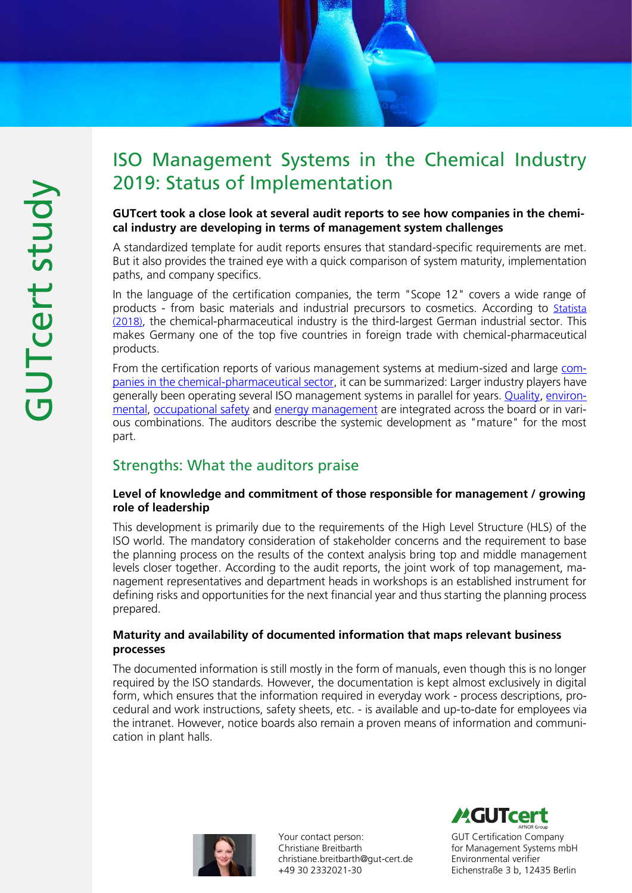GUTcert study

# ISO Management Systems in the Chemical Industry 2019: Status of Implementation

**GUTcert took a close look at several audit reports to see how companies in the chemical industry are developing in terms of management system challenges**

A standardized template for audit reports ensures that standard-specific requirements are met. But it also provides the trained eye with a quick comparison of system maturity, implementation paths, and company specifics.

In the language of the certification companies, the term "Scope 12" covers a wide range of products - from basic materials and industrial precursors to cosmetics. According to Statista (2018), the chemical-pharmaceutical industry is the third-largest German industrial sector. This makes Germany one of the top five countries in foreign trade with chemical-pharmaceutical products.

From the certification reports of various management systems at medium-sized and large companies in the chemical-pharmaceutical sector, it can be summarized: Larger industry players have generally been operating several ISO management systems in parallel for years. Quality, environmental, occupational safety and energy management are integrated across the board or in various combinations. The auditors describe the systemic development as "mature" for the most part.

## Strengths: What the auditors praise

### Level of knowledge and commitment of those responsible for management / growing role of leadership

This development is primarily due to the requirements of the High Level Structure (HLS) of the ISO world. The mandatory consideration of stakeholder concerns and the requirement to base the planning process on the results of the context analysis bring top and middle management levels closer together. According to the audit reports, the joint work of top management, management representatives and department heads in workshops is an established instrument for defining risks and opportunities for the next financial year and thus starting the planning process prepared.

### Maturity and availability of documented information that maps relevant business processes

The documented information is still mostly in the form of manuals, even though this is no longer required by the ISO standards. However, the documentation is kept almost exclusively in digital form, which ensures that the information required in everyday work - process descriptions, procedural and work instructions, safety sheets, etc. - is available and up-to-date for employees via the intranet. However, notice boards also remain a proven means of information and communication in plant halls.

Your contact person:
Christiane Breitbarth
christiane.breitbarth@gut-cert.de
+49 30 2332021-30

GUTcert
AFNOR Group
GUT Certification Company
for Management Systems mbH
Environmental verifier
Eichenstraße 3 b, 12435 Berlin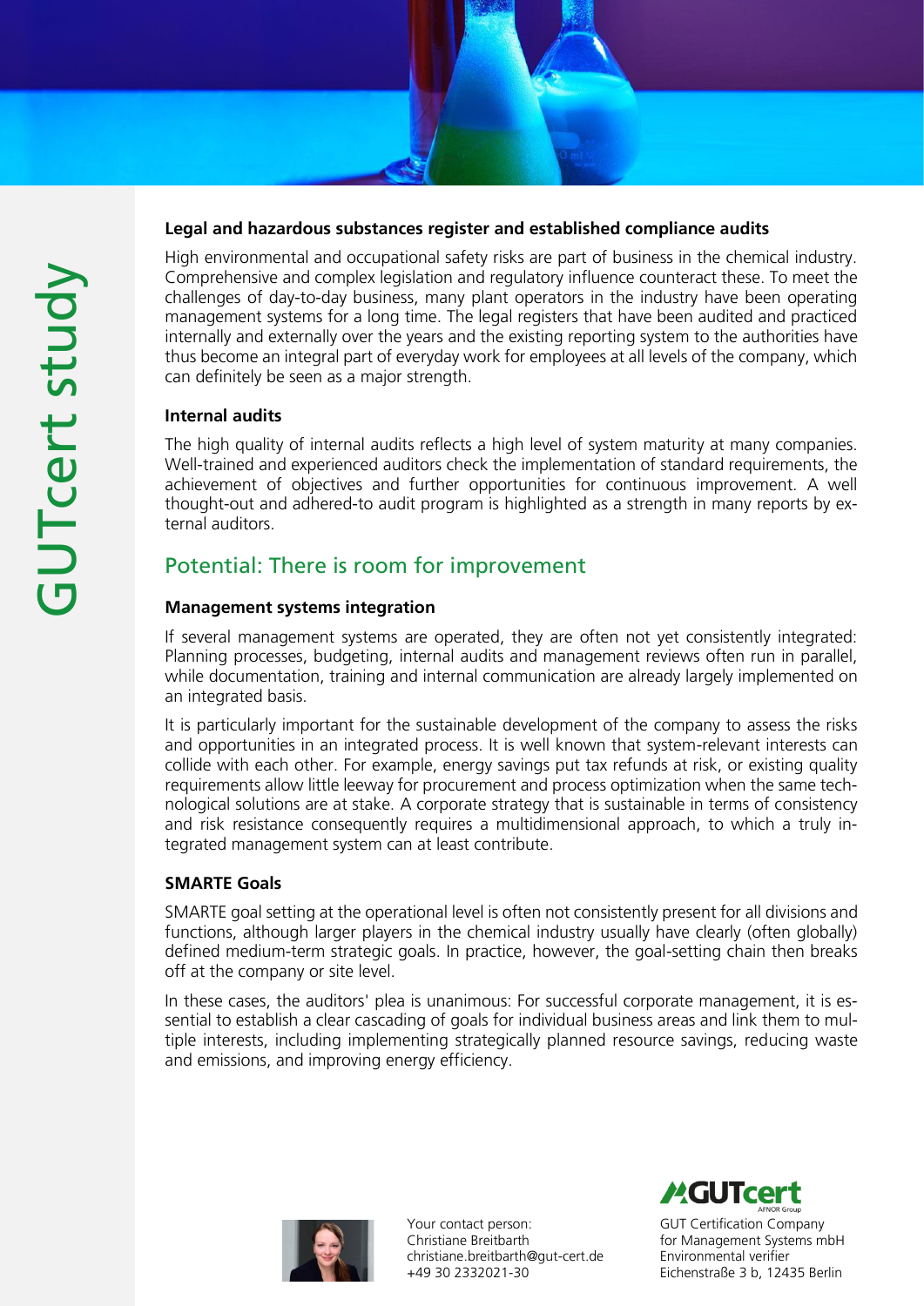### Legal and hazardous substances register and established compliance audits

High environmental and occupational safety risks are part of business in the chemical industry. Comprehensive and complex legislation and regulatory influence counteract these. To meet the challenges of day-to-day business, many plant operators in the industry have been operating management systems for a long time. The legal registers that have been audited and practiced internally and externally over the years and the existing reporting system to the authorities have thus become an integral part of everyday work for employees at all levels of the company, which can definitely be seen as a major strength.

### Internal audits

The high quality of internal audits reflects a high level of system maturity at many companies. Well-trained and experienced auditors check the implementation of standard requirements, the achievement of objectives and further opportunities for continuous improvement. A well thought-out and adhered-to audit program is highlighted as a strength in many reports by external auditors.

## Potential: There is room for improvement

### Management systems integration

If several management systems are operated, they are often not yet consistently integrated: Planning processes, budgeting, internal audits and management reviews often run in parallel, while documentation, training and internal communication are already largely implemented on an integrated basis.

It is particularly important for the sustainable development of the company to assess the risks and opportunities in an integrated process. It is well known that system-relevant interests can collide with each other. For example, energy savings put tax refunds at risk, or existing quality requirements allow little leeway for procurement and process optimization when the same technological solutions are at stake. A corporate strategy that is sustainable in terms of consistency and risk resistance consequently requires a multidimensional approach, to which a truly integrated management system can at least contribute.

### SMARTE Goals

SMARTE goal setting at the operational level is often not consistently present for all divisions and functions, although larger players in the chemical industry usually have clearly (often globally) defined medium-term strategic goals. In practice, however, the goal-setting chain then breaks off at the company or site level.

In these cases, the auditors' plea is unanimous: For successful corporate management, it is essential to establish a clear cascading of goals for individual business areas and link them to multiple interests, including implementing strategically planned resource savings, reducing waste and emissions, and improving energy efficiency.

Your contact person:
Christiane Breitbarth
christiane.breitbarth@gut-cert.de
+49 30 2332021-30

GUT Certification Company
for Management Systems mbH
Environmental verifier
Eichenstraße 3 b, 12435 Berlin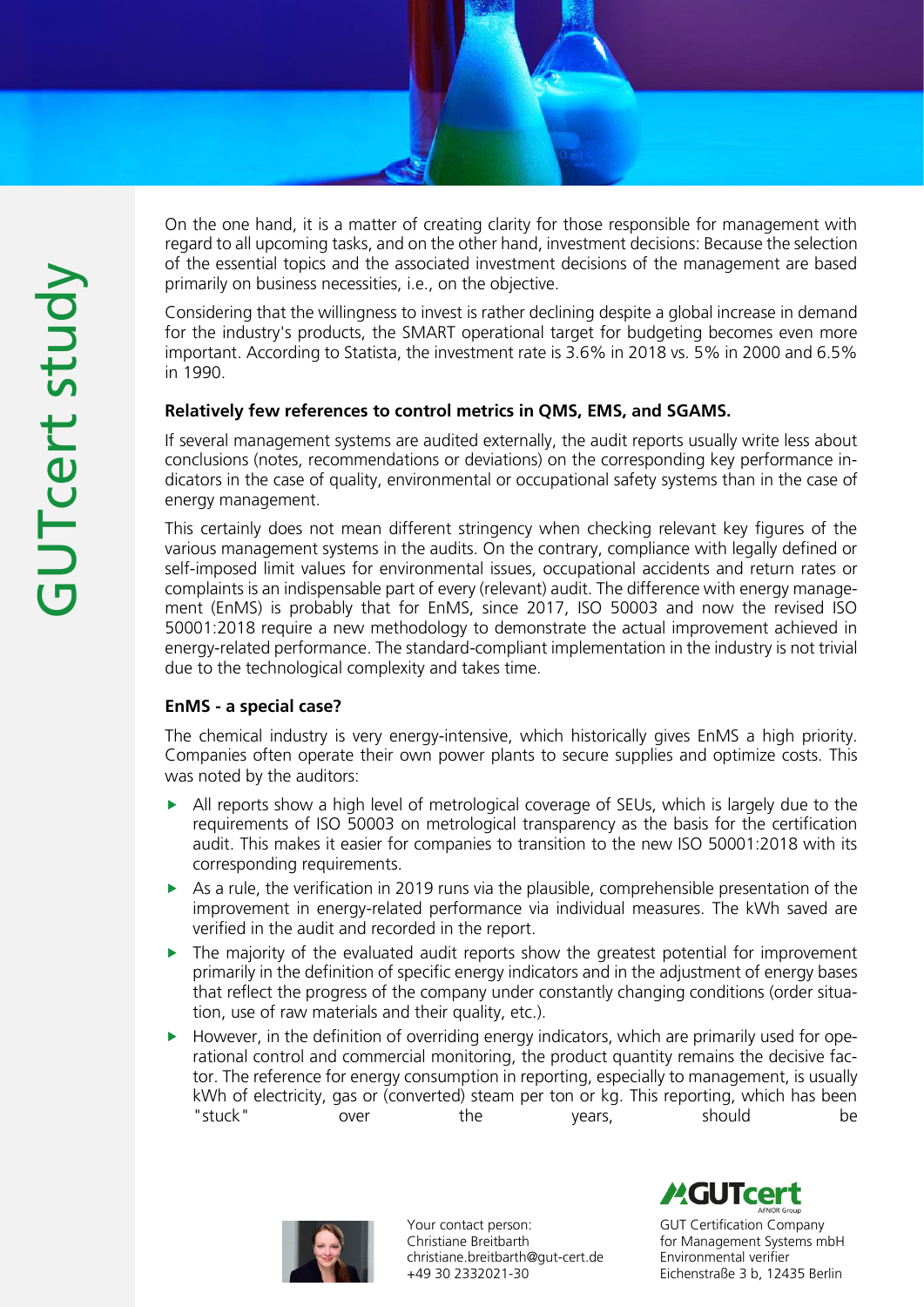On the one hand, it is a matter of creating clarity for those responsible for management with regard to all upcoming tasks, and on the other hand, investment decisions: Because the selection of the essential topics and the associated investment decisions of the management are based primarily on business necessities, i.e., on the objective.

Considering that the willingness to invest is rather declining despite a global increase in demand for the industry's products, the SMART operational target for budgeting becomes even more important. According to Statista, the investment rate is 3.6% in 2018 vs. 5% in 2000 and 6.5% in 1990.

**Relatively few references to control metrics in QMS, EMS, and SGAMS.**

If several management systems are audited externally, the audit reports usually write less about conclusions (notes, recommendations or deviations) on the corresponding key performance indicators in the case of quality, environmental or occupational safety systems than in the case of energy management.

This certainly does not mean different stringency when checking relevant key figures of the various management systems in the audits. On the contrary, compliance with legally defined or self-imposed limit values for environmental issues, occupational accidents and return rates or complaints is an indispensable part of every (relevant) audit. The difference with energy management (EnMS) is probably that for EnMS, since 2017, ISO 50003 and now the revised ISO 50001:2018 require a new methodology to demonstrate the actual improvement achieved in energy-related performance. The standard-compliant implementation in the industry is not trivial due to the technological complexity and takes time.

**EnMS - a special case?**

The chemical industry is very energy-intensive, which historically gives EnMS a high priority. Companies often operate their own power plants to secure supplies and optimize costs. This was noted by the auditors:

- All reports show a high level of metrological coverage of SEUs, which is largely due to the requirements of ISO 50003 on metrological transparency as the basis for the certification audit. This makes it easier for companies to transition to the new ISO 50001:2018 with its corresponding requirements.
- As a rule, the verification in 2019 runs via the plausible, comprehensible presentation of the improvement in energy-related performance via individual measures. The kWh saved are verified in the audit and recorded in the report.
- The majority of the evaluated audit reports show the greatest potential for improvement primarily in the definition of specific energy indicators and in the adjustment of energy bases that reflect the progress of the company under constantly changing conditions (order situation, use of raw materials and their quality, etc.).
- However, in the definition of overriding energy indicators, which are primarily used for operational control and commercial monitoring, the product quantity remains the decisive factor. The reference for energy consumption in reporting, especially to management, is usually kWh of electricity, gas or (converted) steam per ton or kg. This reporting, which has been "stuck" over the years, should be

Your contact person:
Christiane Breitbarth
christiane.breitbarth@gut-cert.de
+49 30 2332021-30

GUT Certification Company for Management Systems mbH
Environmental verifier
Eichenstraße 3 b, 12435 Berlin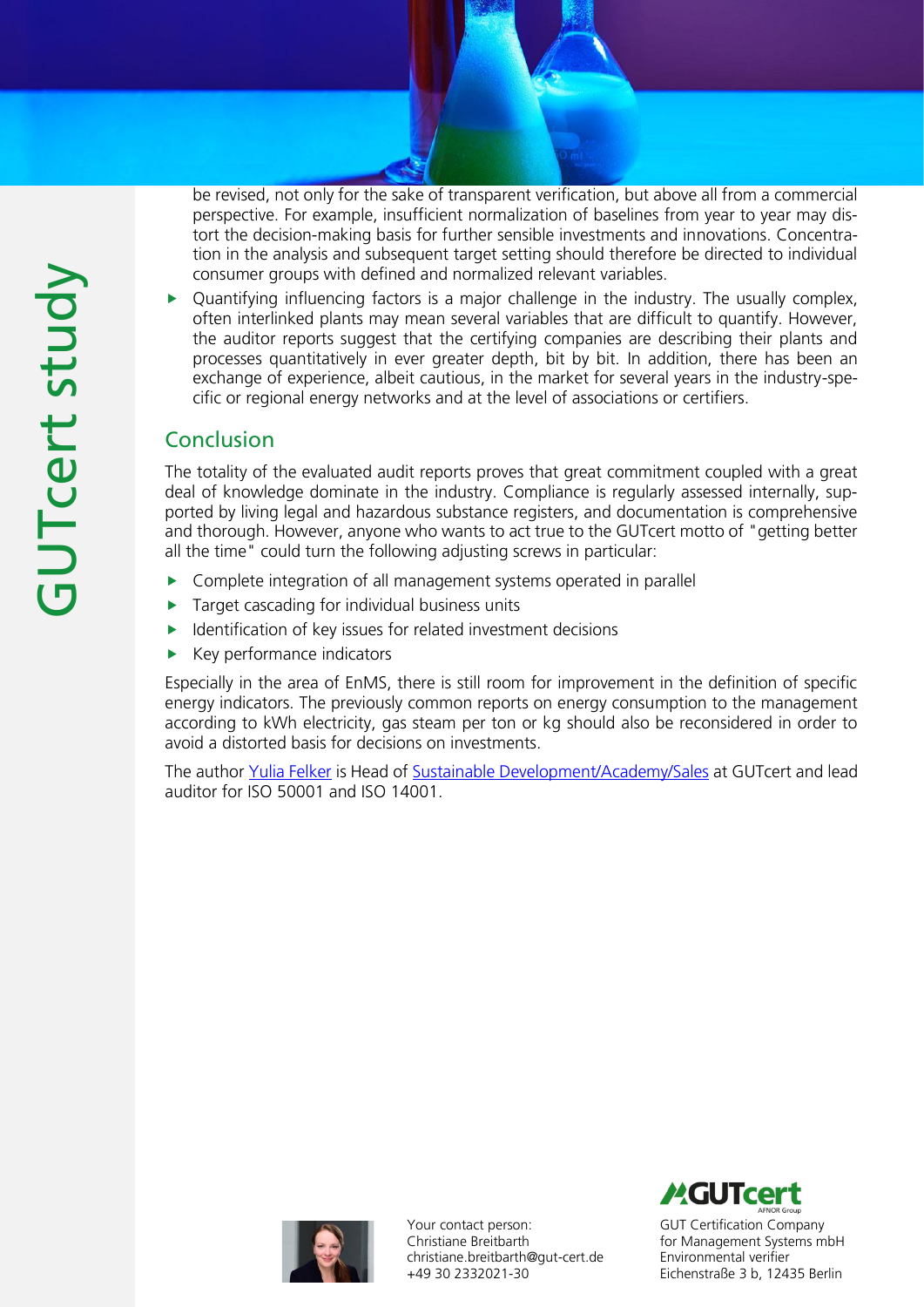be revised, not only for the sake of transparent verification, but above all from a commercial perspective. For example, insufficient normalization of baselines from year to year may distort the decision-making basis for further sensible investments and innovations. Concentration in the analysis and subsequent target setting should therefore be directed to individual consumer groups with defined and normalized relevant variables.

- Quantifying influencing factors is a major challenge in the industry. The usually complex, often interlinked plants may mean several variables that are difficult to quantify. However, the auditor reports suggest that the certifying companies are describing their plants and processes quantitatively in ever greater depth, bit by bit. In addition, there has been an exchange of experience, albeit cautious, in the market for several years in the industry-specific or regional energy networks and at the level of associations or certifiers.

## Conclusion

The totality of the evaluated audit reports proves that great commitment coupled with a great deal of knowledge dominate in the industry. Compliance is regularly assessed internally, supported by living legal and hazardous substance registers, and documentation is comprehensive and thorough. However, anyone who wants to act true to the GUTcert motto of "getting better all the time" could turn the following adjusting screws in particular:

- Complete integration of all management systems operated in parallel
- Target cascading for individual business units
- Identification of key issues for related investment decisions
- Key performance indicators

Especially in the area of EnMS, there is still room for improvement in the definition of specific energy indicators. The previously common reports on energy consumption to the management according to kWh electricity, gas steam per ton or kg should also be reconsidered in order to avoid a distorted basis for decisions on investments.

The author Yulia Felker is Head of Sustainable Development/Academy/Sales at GUTcert and lead auditor for ISO 50001 and ISO 14001.

Your contact person:
Christiane Breitbarth
christiane.breitbarth@gut-cert.de
+49 30 2332021-30

GUTcert
AFNOR Group

GUT Certification Company
for Management Systems mbH
Environmental verifier
Eichenstraße 3 b, 12435 Berlin